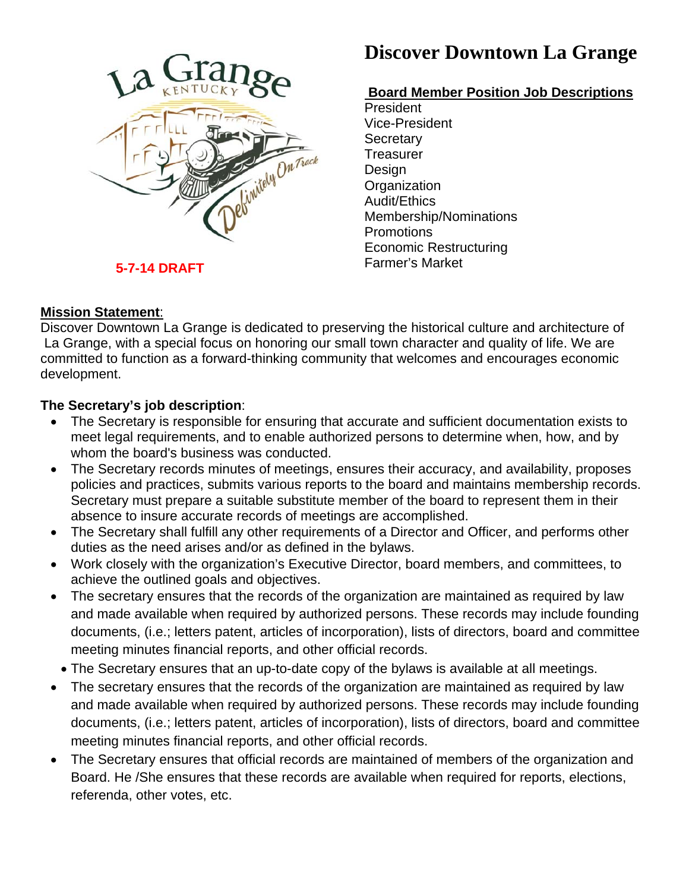# Discover Downtown La Grange

5-7-14 DRAFT

## Board Member Position Job Descriptions

President
Vice-President
Secretary
Treasurer
Design
Organization
Audit/Ethics
Membership/Nominations
Promotions
Economic Restructuring
Farmer's Market

**Mission Statement**:
Discover Downtown La Grange is dedicated to preserving the historical culture and architecture of La Grange, with a special focus on honoring our small town character and quality of life. We are committed to function as a forward-thinking community that welcomes and encourages economic development.

**The Secretary's job description**:

- The Secretary is responsible for ensuring that accurate and sufficient documentation exists to meet legal requirements, and to enable authorized persons to determine when, how, and by whom the board's business was conducted.
- The Secretary records minutes of meetings, ensures their accuracy, and availability, proposes policies and practices, submits various reports to the board and maintains membership records. Secretary must prepare a suitable substitute member of the board to represent them in their absence to insure accurate records of meetings are accomplished.
- The Secretary shall fulfill any other requirements of a Director and Officer, and performs other duties as the need arises and/or as defined in the bylaws.
- Work closely with the organization's Executive Director, board members, and committees, to achieve the outlined goals and objectives.
- The secretary ensures that the records of the organization are maintained as required by law and made available when required by authorized persons. These records may include founding documents, (i.e.; letters patent, articles of incorporation), lists of directors, board and committee meeting minutes financial reports, and other official records.
- The Secretary ensures that an up-to-date copy of the bylaws is available at all meetings.
- The secretary ensures that the records of the organization are maintained as required by law and made available when required by authorized persons. These records may include founding documents, (i.e.; letters patent, articles of incorporation), lists of directors, board and committee meeting minutes financial reports, and other official records.
- The Secretary ensures that official records are maintained of members of the organization and Board. He /She ensures that these records are available when required for reports, elections, referenda, other votes, etc.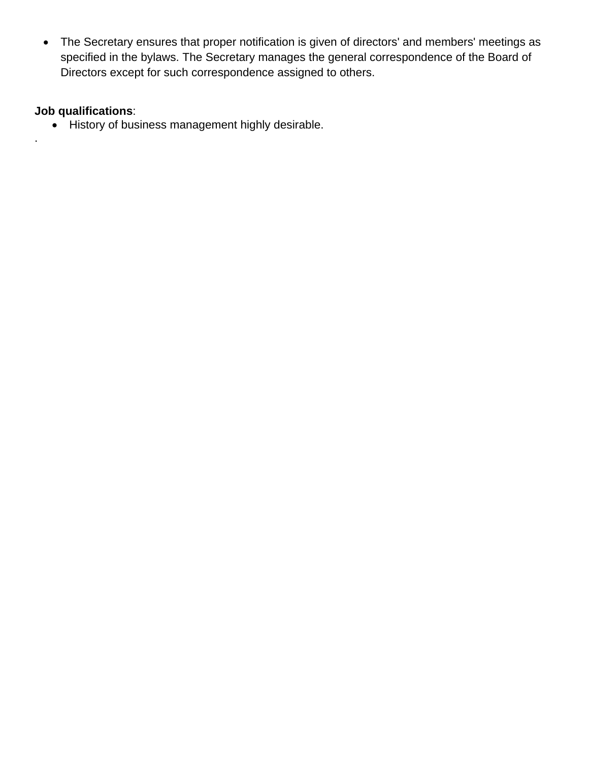- The Secretary ensures that proper notification is given of directors' and members' meetings as specified in the bylaws. The Secretary manages the general correspondence of the Board of Directors except for such correspondence assigned to others.

**Job qualifications**:

- History of business management highly desirable.

.